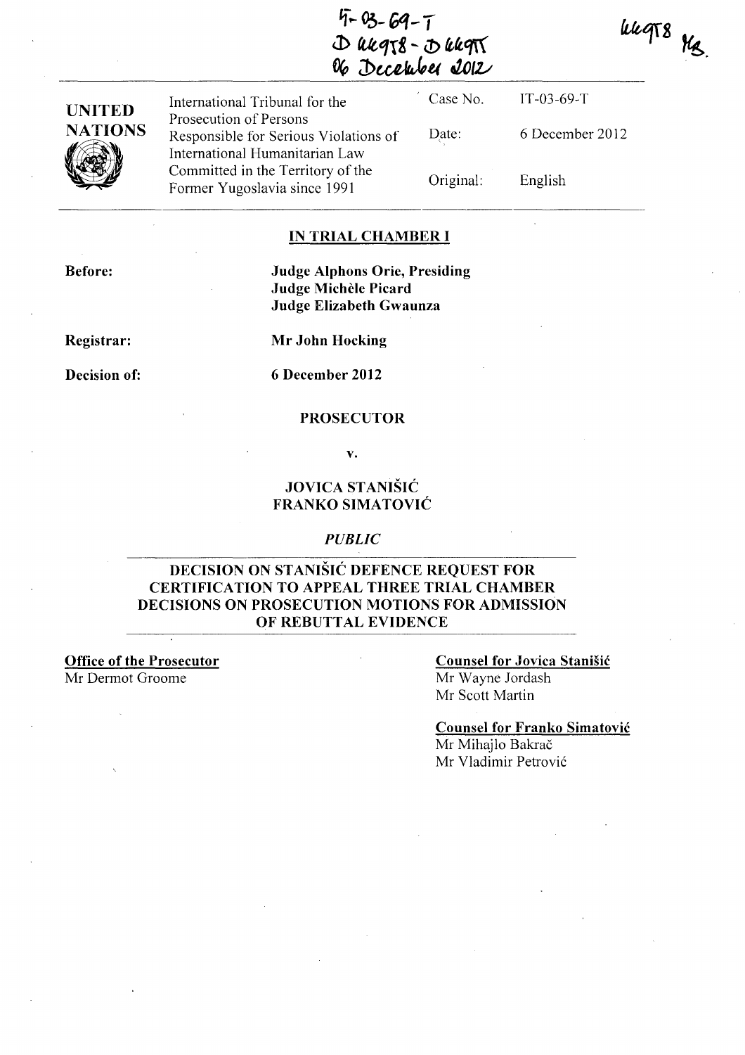IT-03-69-T
D 66978 - D 66975
06 December 2012

66978 MB

UNITED NATIONS

International Tribunal for the Prosecution of Persons Responsible for Serious Violations of International Humanitarian Law Committed in the Territory of the Former Yugoslavia since 1991

| | |
|---|---|
| Case No. | IT-03-69-T |
| Date: | 6 December 2012 |
| Original: | English |

## IN TRIAL CHAMBER I

**Before:** **Judge Alphons Orie, Presiding**
**Judge Michèle Picard**
**Judge Elizabeth Gwaunza**

**Registrar:** **Mr John Hocking**

**Decision of:** **6 December 2012**

**PROSECUTOR**

**v.**

**JOVICA STANIŠIĆ**
**FRANKO SIMATOVIĆ**

*PUBLIC*

## DECISION ON STANIŠIĆ DEFENCE REQUEST FOR CERTIFICATION TO APPEAL THREE TRIAL CHAMBER DECISIONS ON PROSECUTION MOTIONS FOR ADMISSION OF REBUTTAL EVIDENCE

**Office of the Prosecutor**
Mr Dermot Groome

**Counsel for Jovica Stanišić**
Mr Wayne Jordash
Mr Scott Martin

**Counsel for Franko Simatović**
Mr Mihajlo Bakrač
Mr Vladimir Petrović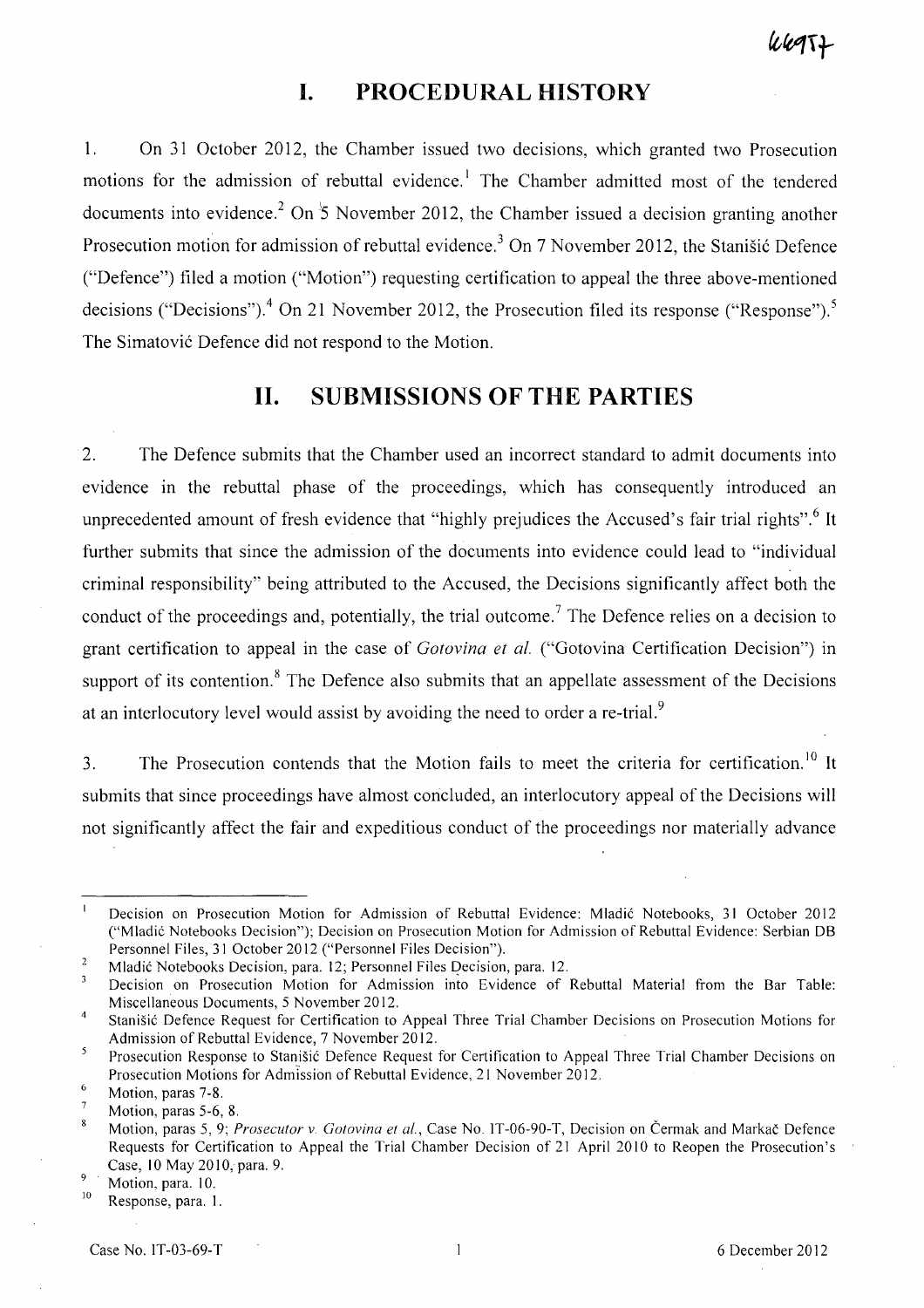# I. PROCEDURAL HISTORY

1. On 31 October 2012, the Chamber issued two decisions, which granted two Prosecution motions for the admission of rebuttal evidence.[1] The Chamber admitted most of the tendered documents into evidence.[2] On 5 November 2012, the Chamber issued a decision granting another Prosecution motion for admission of rebuttal evidence.[3] On 7 November 2012, the Stanišić Defence ("Defence") filed a motion ("Motion") requesting certification to appeal the three above-mentioned decisions ("Decisions").[4] On 21 November 2012, the Prosecution filed its response ("Response").[5] The Simatović Defence did not respond to the Motion.

# II. SUBMISSIONS OF THE PARTIES

2. The Defence submits that the Chamber used an incorrect standard to admit documents into evidence in the rebuttal phase of the proceedings, which has consequently introduced an unprecedented amount of fresh evidence that "highly prejudices the Accused's fair trial rights".[6] It further submits that since the admission of the documents into evidence could lead to "individual criminal responsibility" being attributed to the Accused, the Decisions significantly affect both the conduct of the proceedings and, potentially, the trial outcome.[7] The Defence relies on a decision to grant certification to appeal in the case of *Gotovina et al.* ("Gotovina Certification Decision") in support of its contention.[8] The Defence also submits that an appellate assessment of the Decisions at an interlocutory level would assist by avoiding the need to order a re-trial.[9]

3. The Prosecution contends that the Motion fails to meet the criteria for certification.[10] It submits that since proceedings have almost concluded, an interlocutory appeal of the Decisions will not significantly affect the fair and expeditious conduct of the proceedings nor materially advance

---

[1] Decision on Prosecution Motion for Admission of Rebuttal Evidence: Mladić Notebooks, 31 October 2012 ("Mladić Notebooks Decision"); Decision on Prosecution Motion for Admission of Rebuttal Evidence: Serbian DB Personnel Files, 31 October 2012 ("Personnel Files Decision").

[2] Mladić Notebooks Decision, para. 12; Personnel Files Decision, para. 12.

[3] Decision on Prosecution Motion for Admission into Evidence of Rebuttal Material from the Bar Table: Miscellaneous Documents, 5 November 2012.

[4] Stanišić Defence Request for Certification to Appeal Three Trial Chamber Decisions on Prosecution Motions for Admission of Rebuttal Evidence, 7 November 2012.

[5] Prosecution Response to Stanišić Defence Request for Certification to Appeal Three Trial Chamber Decisions on Prosecution Motions for Admission of Rebuttal Evidence, 21 November 2012.

[6] Motion, paras 7-8.

[7] Motion, paras 5-6, 8.

[8] Motion, paras 5, 9; *Prosecutor v. Gotovina et al.*, Case No. IT-06-90-T, Decision on Čermak and Markač Defence Requests for Certification to Appeal the Trial Chamber Decision of 21 April 2010 to Reopen the Prosecution's Case, 10 May 2010, para. 9.

[9] Motion, para. 10.

[10] Response, para. 1.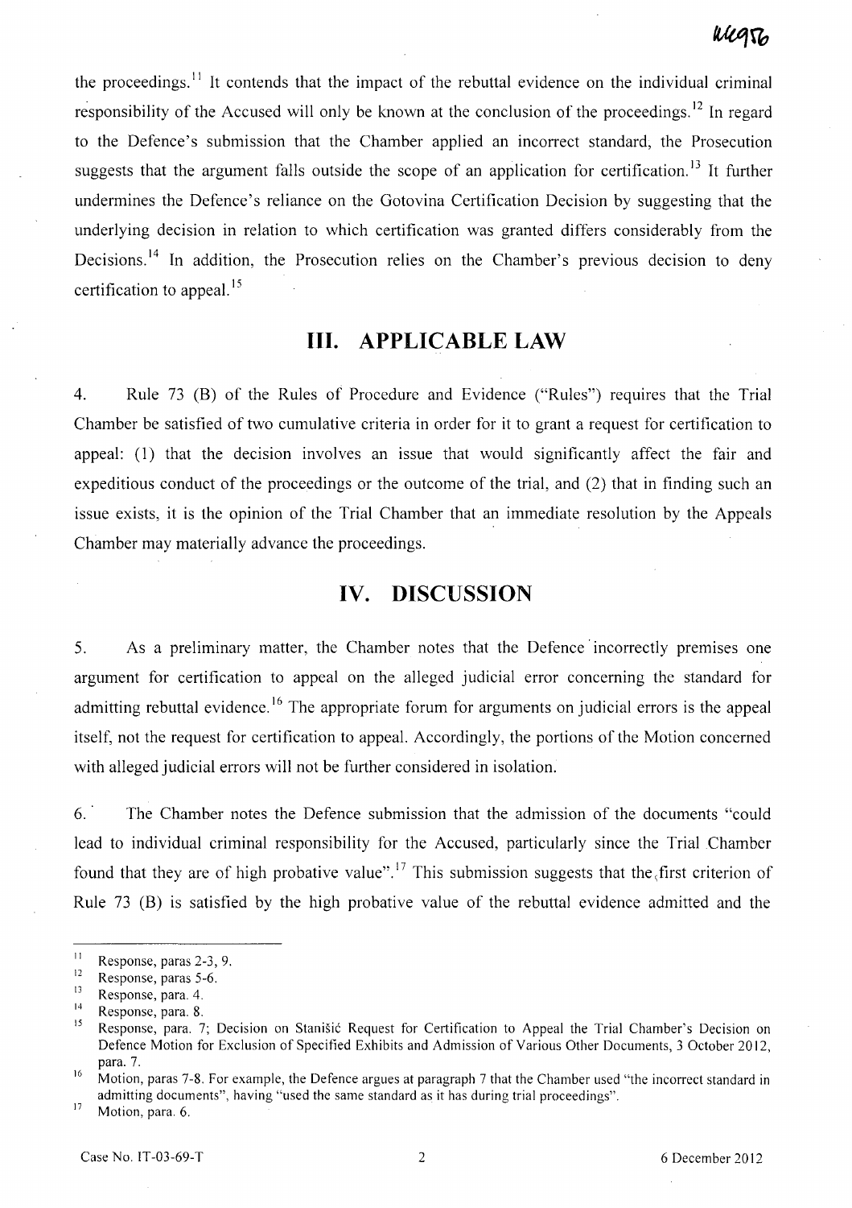the proceedings.[11] It contends that the impact of the rebuttal evidence on the individual criminal responsibility of the Accused will only be known at the conclusion of the proceedings.[12] In regard to the Defence's submission that the Chamber applied an incorrect standard, the Prosecution suggests that the argument falls outside the scope of an application for certification.[13] It further undermines the Defence's reliance on the Gotovina Certification Decision by suggesting that the underlying decision in relation to which certification was granted differs considerably from the Decisions.[14] In addition, the Prosecution relies on the Chamber's previous decision to deny certification to appeal.[15]

# III. APPLICABLE LAW

4. Rule 73 (B) of the Rules of Procedure and Evidence ("Rules") requires that the Trial Chamber be satisfied of two cumulative criteria in order for it to grant a request for certification to appeal: (1) that the decision involves an issue that would significantly affect the fair and expeditious conduct of the proceedings or the outcome of the trial, and (2) that in finding such an issue exists, it is the opinion of the Trial Chamber that an immediate resolution by the Appeals Chamber may materially advance the proceedings.

# IV. DISCUSSION

5. As a preliminary matter, the Chamber notes that the Defence incorrectly premises one argument for certification to appeal on the alleged judicial error concerning the standard for admitting rebuttal evidence.[16] The appropriate forum for arguments on judicial errors is the appeal itself, not the request for certification to appeal. Accordingly, the portions of the Motion concerned with alleged judicial errors will not be further considered in isolation.

6. The Chamber notes the Defence submission that the admission of the documents "could lead to individual criminal responsibility for the Accused, particularly since the Trial Chamber found that they are of high probative value".[17] This submission suggests that the first criterion of Rule 73 (B) is satisfied by the high probative value of the rebuttal evidence admitted and the

---

[11] Response, paras 2-3, 9.

[12] Response, paras 5-6.

[13] Response, para. 4.

[14] Response, para. 8.

[15] Response, para. 7; Decision on Stanišić Request for Certification to Appeal the Trial Chamber's Decision on Defence Motion for Exclusion of Specified Exhibits and Admission of Various Other Documents, 3 October 2012, para. 7.

[16] Motion, paras 7-8. For example, the Defence argues at paragraph 7 that the Chamber used "the incorrect standard in admitting documents", having "used the same standard as it has during trial proceedings".

[17] Motion, para. 6.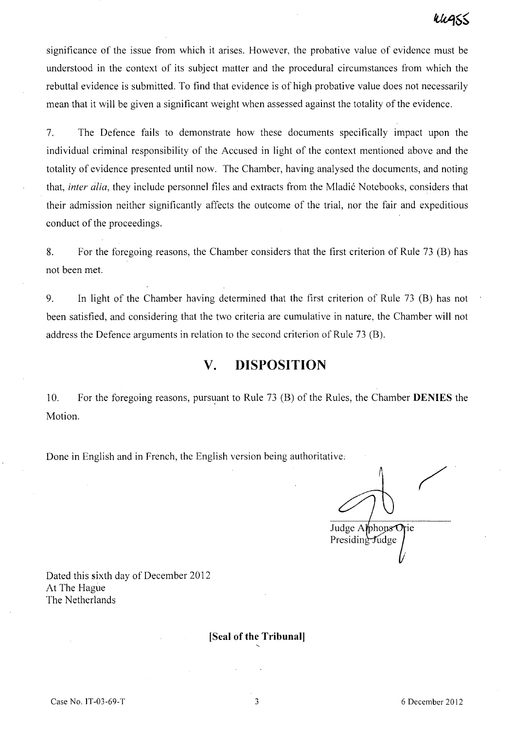significance of the issue from which it arises. However, the probative value of evidence must be understood in the context of its subject matter and the procedural circumstances from which the rebuttal evidence is submitted. To find that evidence is of high probative value does not necessarily mean that it will be given a significant weight when assessed against the totality of the evidence.

7. The Defence fails to demonstrate how these documents specifically impact upon the individual criminal responsibility of the Accused in light of the context mentioned above and the totality of evidence presented until now. The Chamber, having analysed the documents, and noting that, *inter alia*, they include personnel files and extracts from the Mladić Notebooks, considers that their admission neither significantly affects the outcome of the trial, nor the fair and expeditious conduct of the proceedings.

8. For the foregoing reasons, the Chamber considers that the first criterion of Rule 73 (B) has not been met.

9. In light of the Chamber having determined that the first criterion of Rule 73 (B) has not been satisfied, and considering that the two criteria are cumulative in nature, the Chamber will not address the Defence arguments in relation to the second criterion of Rule 73 (B).

## V. DISPOSITION

10. For the foregoing reasons, pursuant to Rule 73 (B) of the Rules, the Chamber **DENIES** the Motion.

Done in English and in French, the English version being authoritative.

Judge Alphons Orie
Presiding Judge

Dated this sixth day of December 2012
At The Hague
The Netherlands

**[Seal of the Tribunal]**